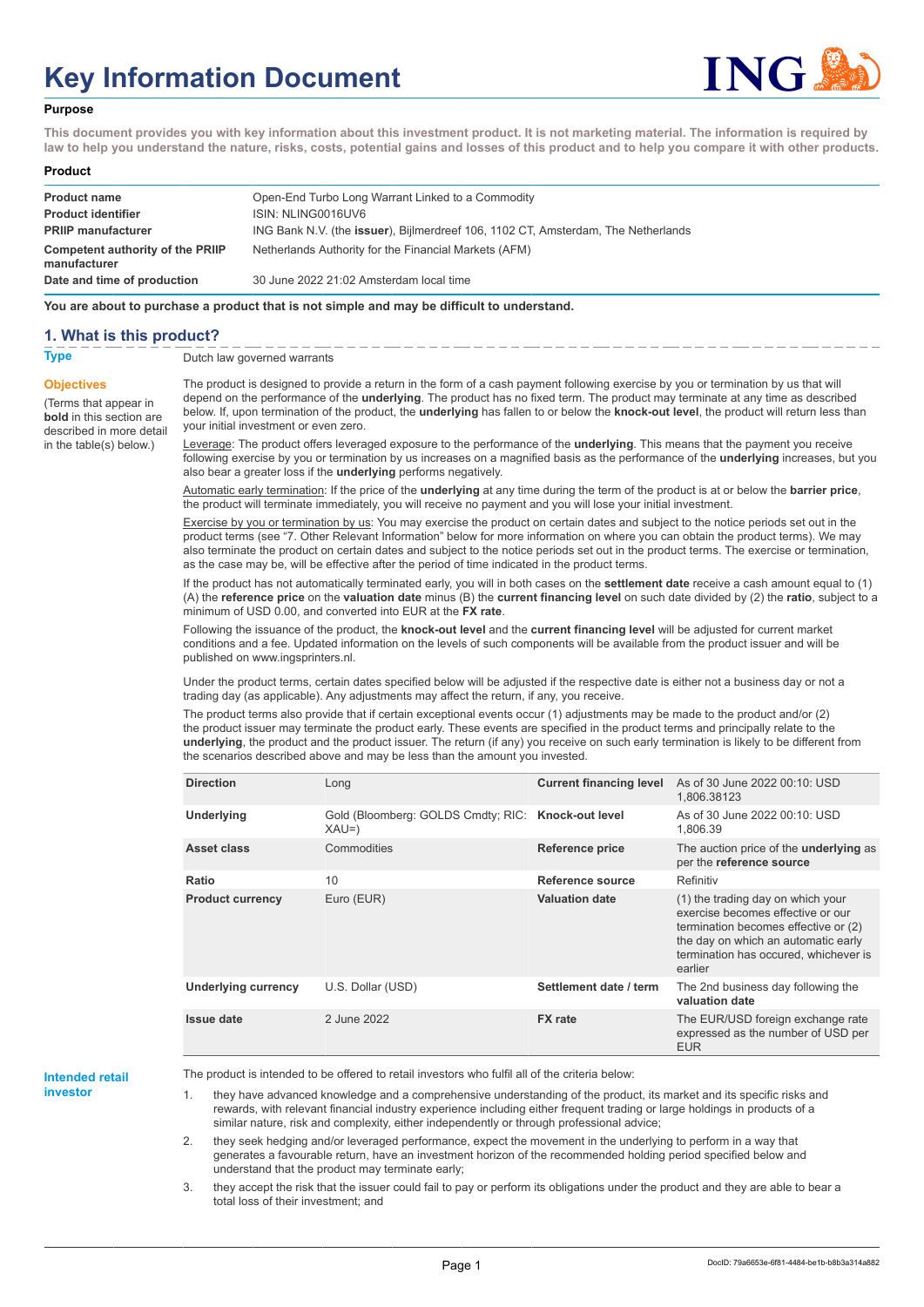# Key Information Document

## Purpose

**This document provides you with key information about this investment product. It is not marketing material. The information is required by law to help you understand the nature, risks, costs, potential gains and losses of this product and to help you compare it with other products.**

## Product

| | |
|---|---|
| **Product name** | Open-End Turbo Long Warrant Linked to a Commodity |
| **Product identifier** | ISIN: NLING0016UV6 |
| **PRIIP manufacturer** | ING Bank N.V. (the **issuer**), Bijlmerdreef 106, 1102 CT, Amsterdam, The Netherlands |
| **Competent authority of the PRIIP manufacturer** | Netherlands Authority for the Financial Markets (AFM) |
| **Date and time of production** | 30 June 2022 21:02 Amsterdam local time |

**You are about to purchase a product that is not simple and may be difficult to understand.**

## 1. What is this product?

**Type**

Dutch law governed warrants

**Objectives**

(Terms that appear in **bold** in this section are described in more detail in the table(s) below.)

The product is designed to provide a return in the form of a cash payment following exercise by you or termination by us that will depend on the performance of the **underlying**. The product has no fixed term. The product may terminate at any time as described below. If, upon termination of the product, the **underlying** has fallen to or below the **knock-out level**, the product will return less than your initial investment or even zero.

Leverage: The product offers leveraged exposure to the performance of the **underlying**. This means that the payment you receive following exercise by you or termination by us increases on a magnified basis as the performance of the **underlying** increases, but you also bear a greater loss if the **underlying** performs negatively.

Automatic early termination: If the price of the **underlying** at any time during the term of the product is at or below the **barrier price**, the product will terminate immediately, you will receive no payment and you will lose your initial investment.

Exercise by you or termination by us: You may exercise the product on certain dates and subject to the notice periods set out in the product terms (see "7. Other Relevant Information" below for more information on where you can obtain the product terms). We may also terminate the product on certain dates and subject to the notice periods set out in the product terms. The exercise or termination, as the case may be, will be effective after the period of time indicated in the product terms.

If the product has not automatically terminated early, you will in both cases on the **settlement date** receive a cash amount equal to (1) (A) the **reference price** on the **valuation date** minus (B) the **current financing level** on such date divided by (2) the **ratio**, subject to a minimum of USD 0.00, and converted into EUR at the **FX rate**.

Following the issuance of the product, the **knock-out level** and the **current financing level** will be adjusted for current market conditions and a fee. Updated information on the levels of such components will be available from the product issuer and will be published on www.ingsprinters.nl.

Under the product terms, certain dates specified below will be adjusted if the respective date is either not a business day or not a trading day (as applicable). Any adjustments may affect the return, if any, you receive.

The product terms also provide that if certain exceptional events occur (1) adjustments may be made to the product and/or (2) the product issuer may terminate the product early. These events are specified in the product terms and principally relate to the **underlying**, the product and the product issuer. The return (if any) you receive on such early termination is likely to be different from the scenarios described above and may be less than the amount you invested.

| | | | |
|---|---|---|---|
| **Direction** | Long | **Current financing level** | As of 30 June 2022 00:10: USD 1,806.38123 |
| **Underlying** | Gold (Bloomberg: GOLDS Cmdty; RIC: XAU=) | **Knock-out level** | As of 30 June 2022 00:10: USD 1,806.39 |
| **Asset class** | Commodities | **Reference price** | The auction price of the **underlying** as per the **reference source** |
| **Ratio** | 10 | **Reference source** | Refinitiv |
| **Product currency** | Euro (EUR) | **Valuation date** | (1) the trading day on which your exercise becomes effective or our termination becomes effective or (2) the day on which an automatic early termination has occured, whichever is earlier |
| **Underlying currency** | U.S. Dollar (USD) | **Settlement date / term** | The 2nd business day following the **valuation date** |
| **Issue date** | 2 June 2022 | **FX rate** | The EUR/USD foreign exchange rate expressed as the number of USD per EUR |

**Intended retail investor**

The product is intended to be offered to retail investors who fulfil all of the criteria below:

1. they have advanced knowledge and a comprehensive understanding of the product, its market and its specific risks and rewards, with relevant financial industry experience including either frequent trading or large holdings in products of a similar nature, risk and complexity, either independently or through professional advice;
2. they seek hedging and/or leveraged performance, expect the movement in the underlying to perform in a way that generates a favourable return, have an investment horizon of the recommended holding period specified below and understand that the product may terminate early;
3. they accept the risk that the issuer could fail to pay or perform its obligations under the product and they are able to bear a total loss of their investment; and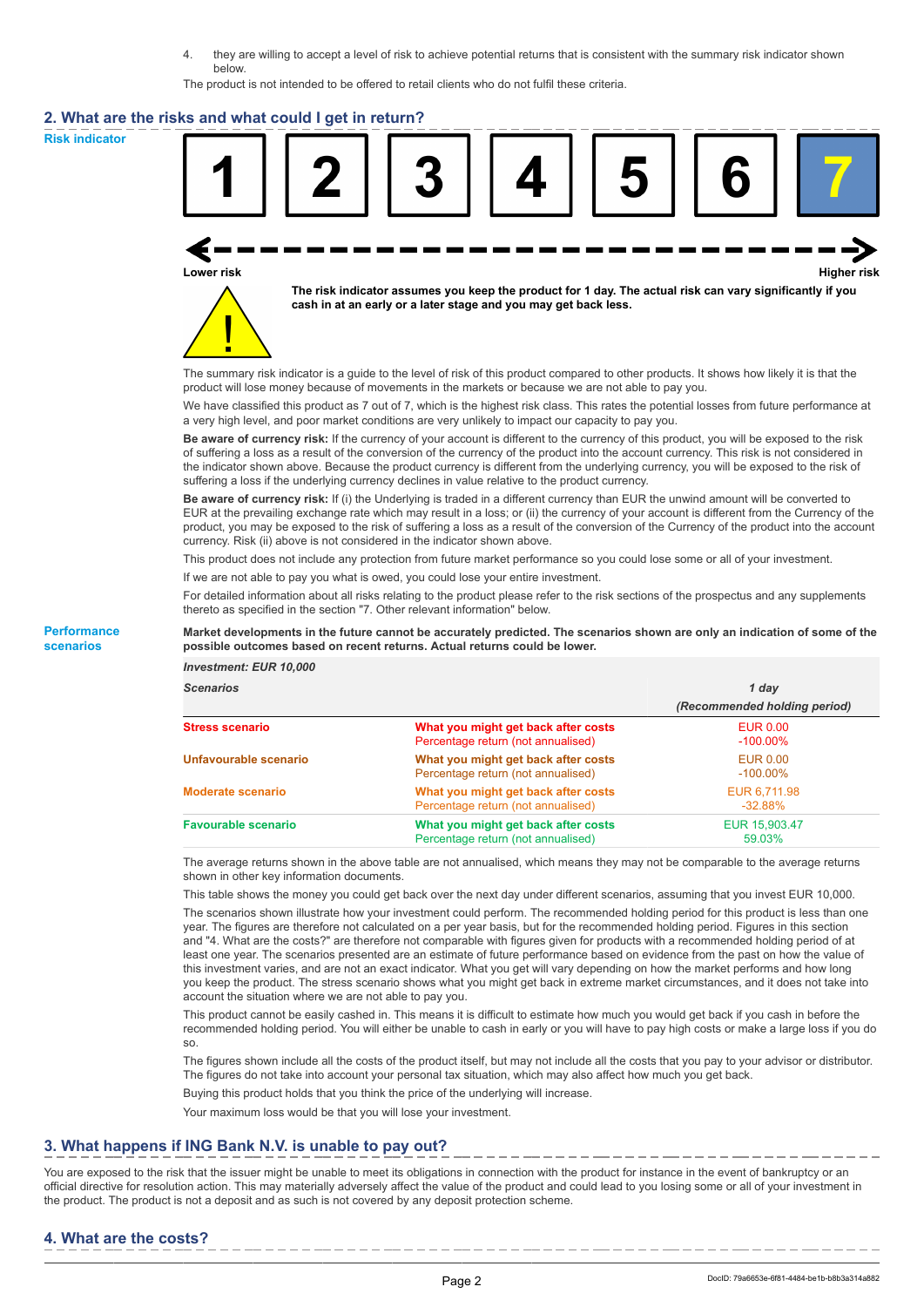4. they are willing to accept a level of risk to achieve potential returns that is consistent with the summary risk indicator shown below.

The product is not intended to be offered to retail clients who do not fulfil these criteria.

## 2. What are the risks and what could I get in return?

**Risk indicator**

| 1 | 2 | 3 | 4 | 5 | 6 | **7** |
|---|---|---|---|---|---|---|

**Lower risk** — **Higher risk**

**The risk indicator assumes you keep the product for 1 day. The actual risk can vary significantly if you cash in at an early or a later stage and you may get back less.**

The summary risk indicator is a guide to the level of risk of this product compared to other products. It shows how likely it is that the product will lose money because of movements in the markets or because we are not able to pay you.

We have classified this product as 7 out of 7, which is the highest risk class. This rates the potential losses from future performance at a very high level, and poor market conditions are very unlikely to impact our capacity to pay you.

**Be aware of currency risk:** If the currency of your account is different to the currency of this product, you will be exposed to the risk of suffering a loss as a result of the conversion of the currency of the product into the account currency. This risk is not considered in the indicator shown above. Because the product currency is different from the underlying currency, you will be exposed to the risk of suffering a loss if the underlying currency declines in value relative to the product currency.

**Be aware of currency risk:** If (i) the Underlying is traded in a different currency than EUR the unwind amount will be converted to EUR at the prevailing exchange rate which may result in a loss; or (ii) the currency of your account is different from the Currency of the product, you may be exposed to the risk of suffering a loss as a result of the conversion of the Currency of the product into the account currency. Risk (ii) above is not considered in the indicator shown above.

This product does not include any protection from future market performance so you could lose some or all of your investment.

If we are not able to pay you what is owed, you could lose your entire investment.

For detailed information about all risks relating to the product please refer to the risk sections of the prospectus and any supplements thereto as specified in the section "7. Other relevant information" below.

**Performance scenarios**

**Market developments in the future cannot be accurately predicted. The scenarios shown are only an indication of some of the possible outcomes based on recent returns. Actual returns could be lower.**

*Investment: EUR 10,000*

| *Scenarios* | | *1 day* *(Recommended holding period)* |
|---|---|---|
| **Stress scenario** | **What you might get back after costs** Percentage return (not annualised) | EUR 0.00 -100.00% |
| **Unfavourable scenario** | **What you might get back after costs** Percentage return (not annualised) | EUR 0.00 -100.00% |
| **Moderate scenario** | **What you might get back after costs** Percentage return (not annualised) | EUR 6,711.98 -32.88% |
| **Favourable scenario** | **What you might get back after costs** Percentage return (not annualised) | EUR 15,903.47 59.03% |

The average returns shown in the above table are not annualised, which means they may not be comparable to the average returns shown in other key information documents.

This table shows the money you could get back over the next day under different scenarios, assuming that you invest EUR 10,000.

The scenarios shown illustrate how your investment could perform. The recommended holding period for this product is less than one year. The figures are therefore not calculated on a per year basis, but for the recommended holding period. Figures in this section and "4. What are the costs?" are therefore not comparable with figures given for products with a recommended holding period of at least one year. The scenarios presented are an estimate of future performance based on evidence from the past on how the value of this investment varies, and are not an exact indicator. What you get will vary depending on how the market performs and how long you keep the product. The stress scenario shows what you might get back in extreme market circumstances, and it does not take into account the situation where we are not able to pay you.

This product cannot be easily cashed in. This means it is difficult to estimate how much you would get back if you cash in before the recommended holding period. You will either be unable to cash in early or you will have to pay high costs or make a large loss if you do so.

The figures shown include all the costs of the product itself, but may not include all the costs that you pay to your advisor or distributor. The figures do not take into account your personal tax situation, which may also affect how much you get back.

Buying this product holds that you think the price of the underlying will increase.

Your maximum loss would be that you will lose your investment.

## 3. What happens if ING Bank N.V. is unable to pay out?

You are exposed to the risk that the issuer might be unable to meet its obligations in connection with the product for instance in the event of bankruptcy or an official directive for resolution action. This may materially adversely affect the value of the product and could lead to you losing some or all of your investment in the product. The product is not a deposit and as such is not covered by any deposit protection scheme.

## 4. What are the costs?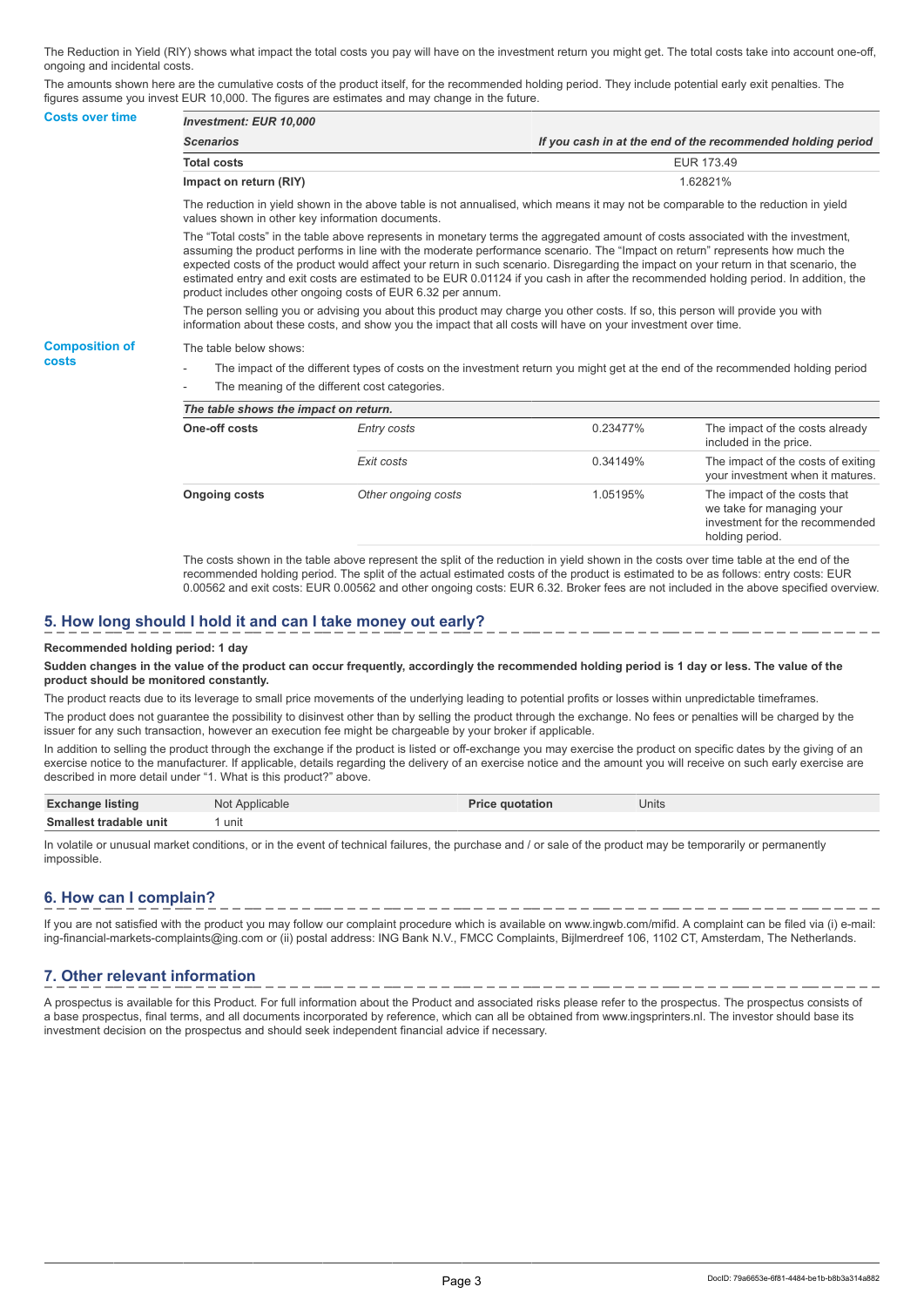The Reduction in Yield (RIY) shows what impact the total costs you pay will have on the investment return you might get. The total costs take into account one-off, ongoing and incidental costs.

The amounts shown here are the cumulative costs of the product itself, for the recommended holding period. They include potential early exit penalties. The figures assume you invest EUR 10,000. The figures are estimates and may change in the future.

**Costs over time**

| *Investment: EUR 10,000* | |
|---|---|
| ***Scenarios*** | ***If you cash in at the end of the recommended holding period*** |
| **Total costs** | EUR 173.49 |
| **Impact on return (RIY)** | 1.62821% |

The reduction in yield shown in the above table is not annualised, which means it may not be comparable to the reduction in yield values shown in other key information documents.

The "Total costs" in the table above represents in monetary terms the aggregated amount of costs associated with the investment, assuming the product performs in line with the moderate performance scenario. The "Impact on return" represents how much the expected costs of the product would affect your return in such scenario. Disregarding the impact on your return in that scenario, the estimated entry and exit costs are estimated to be EUR 0.01124 if you cash in after the recommended holding period. In addition, the product includes other ongoing costs of EUR 6.32 per annum.

The person selling you or advising you about this product may charge you other costs. If so, this person will provide you with information about these costs, and show you the impact that all costs will have on your investment over time.

**Composition of costs**

The table below shows:

- The impact of the different types of costs on the investment return you might get at the end of the recommended holding period
- The meaning of the different cost categories.

| *The table shows the impact on return.* | | | |
|---|---|---|---|
| **One-off costs** | *Entry costs* | 0.23477% | The impact of the costs already included in the price. |
| | *Exit costs* | 0.34149% | The impact of the costs of exiting your investment when it matures. |
| **Ongoing costs** | *Other ongoing costs* | 1.05195% | The impact of the costs that we take for managing your investment for the recommended holding period. |

The costs shown in the table above represent the split of the reduction in yield shown in the costs over time table at the end of the recommended holding period. The split of the actual estimated costs of the product is estimated to be as follows: entry costs: EUR 0.00562 and exit costs: EUR 0.00562 and other ongoing costs: EUR 6.32. Broker fees are not included in the above specified overview.

## 5. How long should I hold it and can I take money out early?

**Recommended holding period: 1 day**

**Sudden changes in the value of the product can occur frequently, accordingly the recommended holding period is 1 day or less. The value of the product should be monitored constantly.**

The product reacts due to its leverage to small price movements of the underlying leading to potential profits or losses within unpredictable timeframes.

The product does not guarantee the possibility to disinvest other than by selling the product through the exchange. No fees or penalties will be charged by the issuer for any such transaction, however an execution fee might be chargeable by your broker if applicable.

In addition to selling the product through the exchange if the product is listed or off-exchange you may exercise the product on specific dates by the giving of an exercise notice to the manufacturer. If applicable, details regarding the delivery of an exercise notice and the amount you will receive on such early exercise are described in more detail under "1. What is this product?" above.

| **Exchange listing** | Not Applicable | **Price quotation** | Units |
|---|---|---|---|
| **Smallest tradable unit** | 1 unit | | |

In volatile or unusual market conditions, or in the event of technical failures, the purchase and / or sale of the product may be temporarily or permanently impossible.

## 6. How can I complain?

If you are not satisfied with the product you may follow our complaint procedure which is available on www.ingwb.com/mifid. A complaint can be filed via (i) e-mail: ing-financial-markets-complaints@ing.com or (ii) postal address: ING Bank N.V., FMCC Complaints, Bijlmerdreef 106, 1102 CT, Amsterdam, The Netherlands.

## 7. Other relevant information

A prospectus is available for this Product. For full information about the Product and associated risks please refer to the prospectus. The prospectus consists of a base prospectus, final terms, and all documents incorporated by reference, which can all be obtained from www.ingsprinters.nl. The investor should base its investment decision on the prospectus and should seek independent financial advice if necessary.